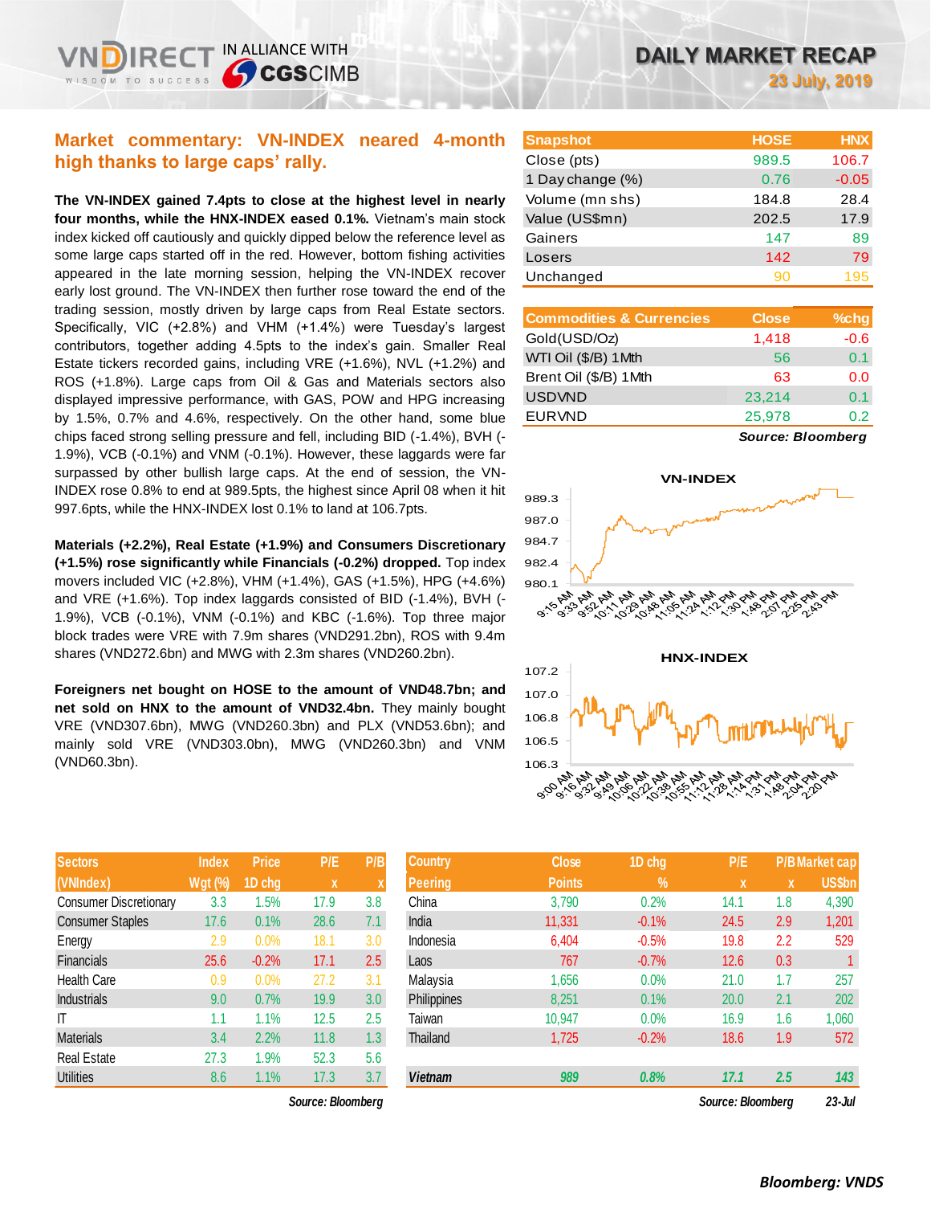# DAILY MARKET RECAP

**23 July, 2019**

## Market commentary: VN-INDEX neared 4-month high thanks to large caps' rally.

**The VN-INDEX gained 7.4pts to close at the highest level in nearly four months, while the HNX-INDEX eased 0.1%.** Vietnam's main stock index kicked off cautiously and quickly dipped below the reference level as some large caps started off in the red. However, bottom fishing activities appeared in the late morning session, helping the VN-INDEX recover early lost ground. The VN-INDEX then further rose toward the end of the trading session, mostly driven by large caps from Real Estate sectors. Specifically, VIC (+2.8%) and VHM (+1.4%) were Tuesday's largest contributors, together adding 4.5pts to the index's gain. Smaller Real Estate tickers recorded gains, including VRE (+1.6%), NVL (+1.2%) and ROS (+1.8%). Large caps from Oil & Gas and Materials sectors also displayed impressive performance, with GAS, POW and HPG increasing by 1.5%, 0.7% and 4.6%, respectively. On the other hand, some blue chips faced strong selling pressure and fell, including BID (-1.4%), BVH (-1.9%), VCB (-0.1%) and VNM (-0.1%). However, these laggards were far surpassed by other bullish large caps. At the end of session, the VN-INDEX rose 0.8% to end at 989.5pts, the highest since April 08 when it hit 997.6pts, while the HNX-INDEX lost 0.1% to land at 106.7pts.

**Materials (+2.2%), Real Estate (+1.9%) and Consumers Discretionary (+1.5%) rose significantly while Financials (-0.2%) dropped.** Top index movers included VIC (+2.8%), VHM (+1.4%), GAS (+1.5%), HPG (+4.6%) and VRE (+1.6%). Top index laggards consisted of BID (-1.4%), BVH (-1.9%), VCB (-0.1%), VNM (-0.1%) and KBC (-1.6%). Top three major block trades were VRE with 7.9m shares (VND291.2bn), ROS with 9.4m shares (VND272.6bn) and MWG with 2.3m shares (VND260.2bn).

**Foreigners net bought on HOSE to the amount of VND48.7bn; and net sold on HNX to the amount of VND32.4bn.** They mainly bought VRE (VND307.6bn), MWG (VND260.3bn) and PLX (VND53.6bn); and mainly sold VRE (VND303.0bn), MWG (VND260.3bn) and VNM (VND60.3bn).

| Snapshot | HOSE | HNX |
|---|---|---|
| Close (pts) | 989.5 | 106.7 |
| 1 Day change (%) | 0.76 | -0.05 |
| Volume (mn shs) | 184.8 | 28.4 |
| Value (US$mn) | 202.5 | 17.9 |
| Gainers | 147 | 89 |
| Losers | 142 | 79 |
| Unchanged | 90 | 195 |

| Commodities & Currencies | Close | %chg |
|---|---|---|
| Gold(USD/Oz) | 1,418 | -0.6 |
| WTI Oil ($/B) 1Mth | 56 | 0.1 |
| Brent Oil ($/B) 1Mth | 63 | 0.0 |
| USDVND | 23,214 | 0.1 |
| EURVND | 25,978 | 0.2 |

*Source: Bloomberg*

| Sectors (VNIndex) | Index Wgt (%) | Price 1D chg | P/E x | P/B x |
|---|---|---|---|---|
| Consumer Discretionary | 3.3 | 1.5% | 17.9 | 3.8 |
| Consumer Staples | 17.6 | 0.1% | 28.6 | 7.1 |
| Energy | 2.9 | 0.0% | 18.1 | 3.0 |
| Financials | 25.6 | -0.2% | 17.1 | 2.5 |
| Health Care | 0.9 | 0.0% | 27.2 | 3.1 |
| Industrials | 9.0 | 0.7% | 19.9 | 3.0 |
| IT | 1.1 | 1.1% | 12.5 | 2.5 |
| Materials | 3.4 | 2.2% | 11.8 | 1.3 |
| Real Estate | 27.3 | 1.9% | 52.3 | 5.6 |
| Utilities | 8.6 | 1.1% | 17.3 | 3.7 |

*Source: Bloomberg*

| Country Peering | Close Points | 1D chg % | P/E x | P/B x | Market cap US$bn |
|---|---|---|---|---|---|
| China | 3,790 | 0.2% | 14.1 | 1.8 | 4,390 |
| India | 11,331 | -0.1% | 24.5 | 2.9 | 1,201 |
| Indonesia | 6,404 | -0.5% | 19.8 | 2.2 | 529 |
| Laos | 767 | -0.7% | 12.6 | 0.3 | 1 |
| Malaysia | 1,656 | 0.0% | 21.0 | 1.7 | 257 |
| Philippines | 8,251 | 0.1% | 20.0 | 2.1 | 202 |
| Taiwan | 10,947 | 0.0% | 16.9 | 1.6 | 1,060 |
| Thailand | 1,725 | -0.2% | 18.6 | 1.9 | 572 |
| **Vietnam** | **989** | **0.8%** | **17.1** | **2.5** | **143** |

*Source: Bloomberg* *23-Jul*

**Bloomberg: VNDS**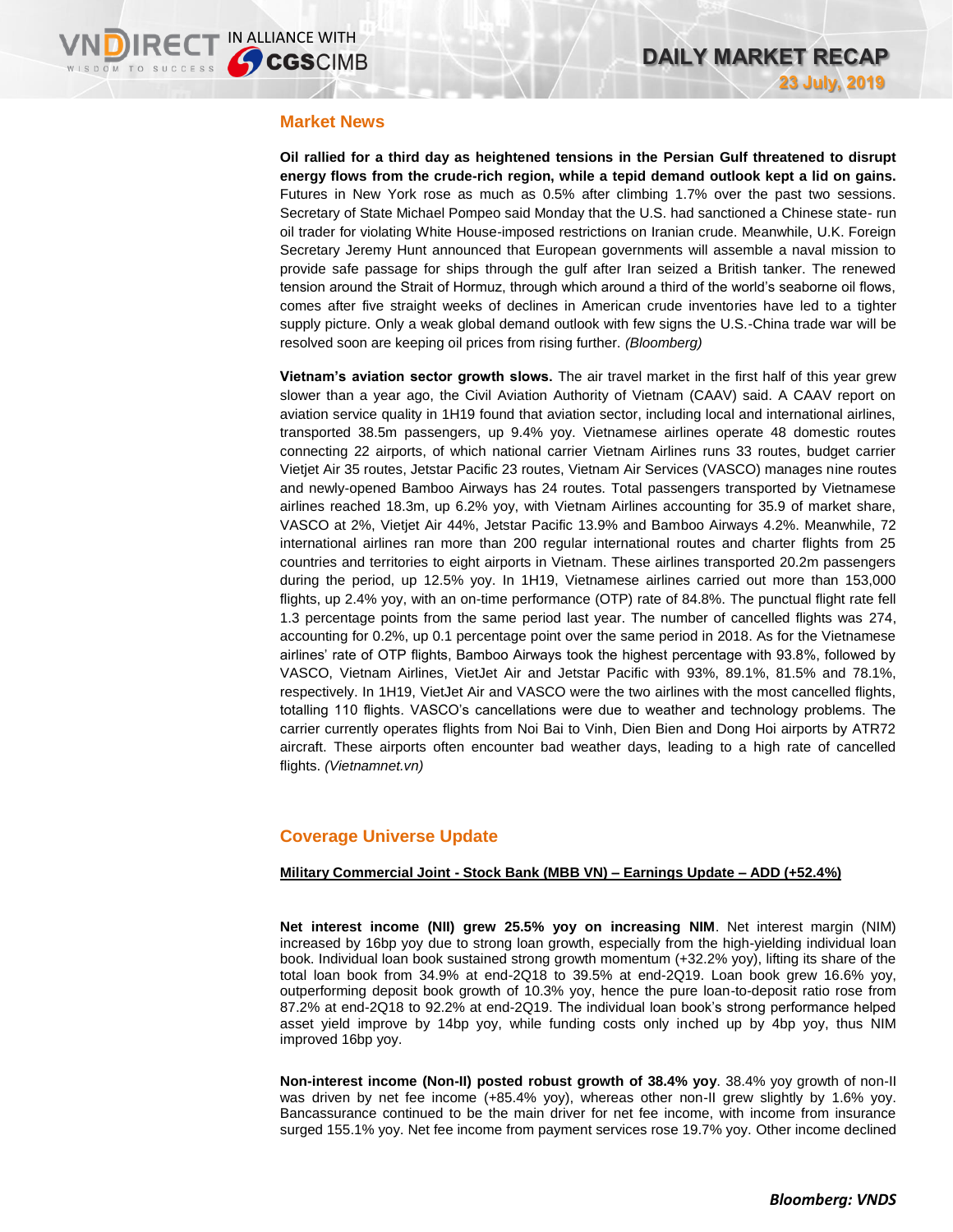## Market News

**Oil rallied for a third day as heightened tensions in the Persian Gulf threatened to disrupt energy flows from the crude-rich region, while a tepid demand outlook kept a lid on gains.** Futures in New York rose as much as 0.5% after climbing 1.7% over the past two sessions. Secretary of State Michael Pompeo said Monday that the U.S. had sanctioned a Chinese state- run oil trader for violating White House-imposed restrictions on Iranian crude. Meanwhile, U.K. Foreign Secretary Jeremy Hunt announced that European governments will assemble a naval mission to provide safe passage for ships through the gulf after Iran seized a British tanker. The renewed tension around the Strait of Hormuz, through which around a third of the world's seaborne oil flows, comes after five straight weeks of declines in American crude inventories have led to a tighter supply picture. Only a weak global demand outlook with few signs the U.S.-China trade war will be resolved soon are keeping oil prices from rising further. *(Bloomberg)*

**Vietnam's aviation sector growth slows.** The air travel market in the first half of this year grew slower than a year ago, the Civil Aviation Authority of Vietnam (CAAV) said. A CAAV report on aviation service quality in 1H19 found that aviation sector, including local and international airlines, transported 38.5m passengers, up 9.4% yoy. Vietnamese airlines operate 48 domestic routes connecting 22 airports, of which national carrier Vietnam Airlines runs 33 routes, budget carrier Vietjet Air 35 routes, Jetstar Pacific 23 routes, Vietnam Air Services (VASCO) manages nine routes and newly-opened Bamboo Airways has 24 routes. Total passengers transported by Vietnamese airlines reached 18.3m, up 6.2% yoy, with Vietnam Airlines accounting for 35.9 of market share, VASCO at 2%, Vietjet Air 44%, Jetstar Pacific 13.9% and Bamboo Airways 4.2%. Meanwhile, 72 international airlines ran more than 200 regular international routes and charter flights from 25 countries and territories to eight airports in Vietnam. These airlines transported 20.2m passengers during the period, up 12.5% yoy. In 1H19, Vietnamese airlines carried out more than 153,000 flights, up 2.4% yoy, with an on-time performance (OTP) rate of 84.8%. The punctual flight rate fell 1.3 percentage points from the same period last year. The number of cancelled flights was 274, accounting for 0.2%, up 0.1 percentage point over the same period in 2018. As for the Vietnamese airlines' rate of OTP flights, Bamboo Airways took the highest percentage with 93.8%, followed by VASCO, Vietnam Airlines, VietJet Air and Jetstar Pacific with 93%, 89.1%, 81.5% and 78.1%, respectively. In 1H19, VietJet Air and VASCO were the two airlines with the most cancelled flights, totalling 110 flights. VASCO's cancellations were due to weather and technology problems. The carrier currently operates flights from Noi Bai to Vinh, Dien Bien and Dong Hoi airports by ATR72 aircraft. These airports often encounter bad weather days, leading to a high rate of cancelled flights. *(Vietnamnet.vn)*

## Coverage Universe Update

**Military Commercial Joint - Stock Bank (MBB VN) – Earnings Update – ADD (+52.4%)**

**Net interest income (NII) grew 25.5% yoy on increasing NIM**. Net interest margin (NIM) increased by 16bp yoy due to strong loan growth, especially from the high-yielding individual loan book. Individual loan book sustained strong growth momentum (+32.2% yoy), lifting its share of the total loan book from 34.9% at end-2Q18 to 39.5% at end-2Q19. Loan book grew 16.6% yoy, outperforming deposit book growth of 10.3% yoy, hence the pure loan-to-deposit ratio rose from 87.2% at end-2Q18 to 92.2% at end-2Q19. The individual loan book's strong performance helped asset yield improve by 14bp yoy, while funding costs only inched up by 4bp yoy, thus NIM improved 16bp yoy.

**Non-interest income (Non-II) posted robust growth of 38.4% yoy**. 38.4% yoy growth of non-II was driven by net fee income (+85.4% yoy), whereas other non-II grew slightly by 1.6% yoy. Bancassurance continued to be the main driver for net fee income, with income from insurance surged 155.1% yoy. Net fee income from payment services rose 19.7% yoy. Other income declined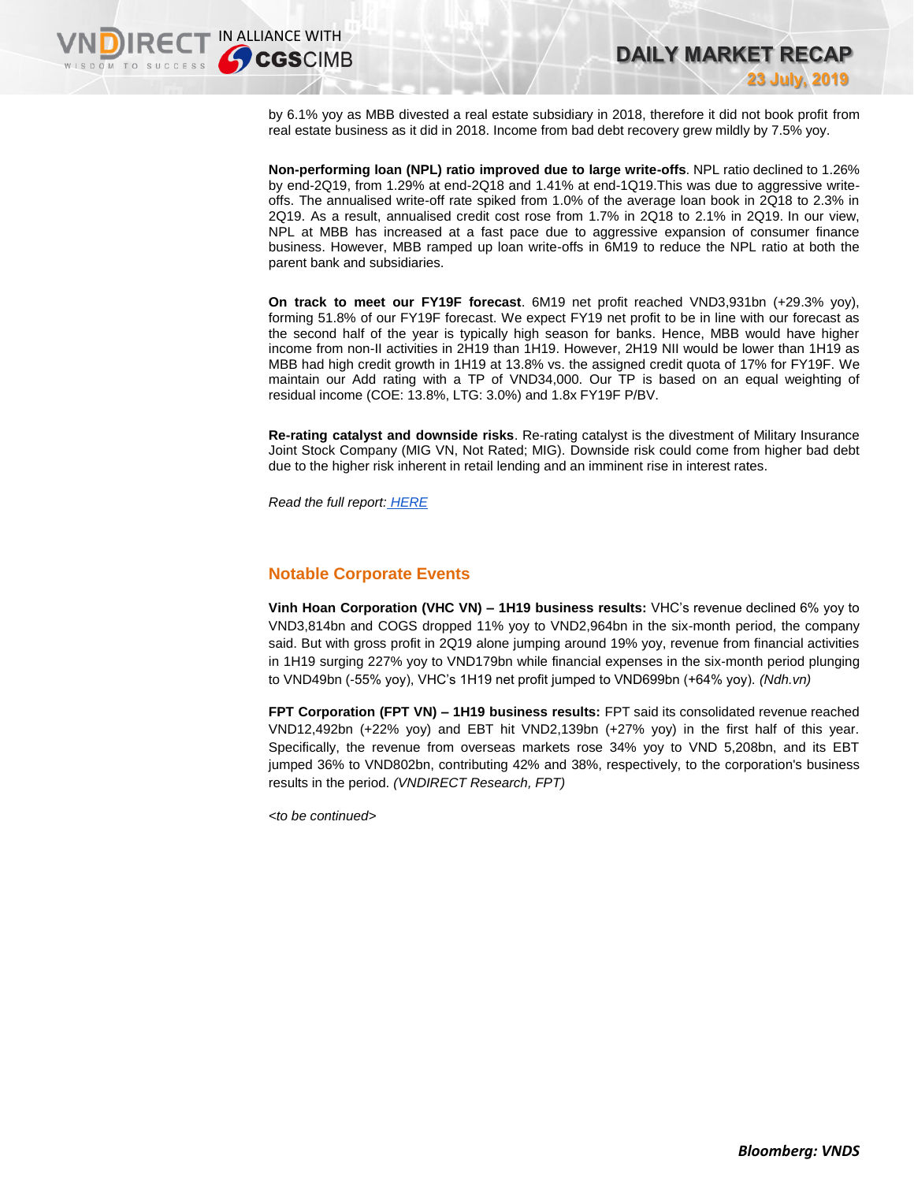by 6.1% yoy as MBB divested a real estate subsidiary in 2018, therefore it did not book profit from real estate business as it did in 2018. Income from bad debt recovery grew mildly by 7.5% yoy.

**Non-performing loan (NPL) ratio improved due to large write-offs**. NPL ratio declined to 1.26% by end-2Q19, from 1.29% at end-2Q18 and 1.41% at end-1Q19.This was due to aggressive write-offs. The annualised write-off rate spiked from 1.0% of the average loan book in 2Q18 to 2.3% in 2Q19. As a result, annualised credit cost rose from 1.7% in 2Q18 to 2.1% in 2Q19. In our view, NPL at MBB has increased at a fast pace due to aggressive expansion of consumer finance business. However, MBB ramped up loan write-offs in 6M19 to reduce the NPL ratio at both the parent bank and subsidiaries.

**On track to meet our FY19F forecast**. 6M19 net profit reached VND3,931bn (+29.3% yoy), forming 51.8% of our FY19F forecast. We expect FY19 net profit to be in line with our forecast as the second half of the year is typically high season for banks. Hence, MBB would have higher income from non-II activities in 2H19 than 1H19. However, 2H19 NII would be lower than 1H19 as MBB had high credit growth in 1H19 at 13.8% vs. the assigned credit quota of 17% for FY19F. We maintain our Add rating with a TP of VND34,000. Our TP is based on an equal weighting of residual income (COE: 13.8%, LTG: 3.0%) and 1.8x FY19F P/BV.

**Re-rating catalyst and downside risks**. Re-rating catalyst is the divestment of Military Insurance Joint Stock Company (MIG VN, Not Rated; MIG). Downside risk could come from higher bad debt due to the higher risk inherent in retail lending and an imminent rise in interest rates.

*Read the full report: HERE*

## Notable Corporate Events

**Vinh Hoan Corporation (VHC VN) – 1H19 business results:** VHC's revenue declined 6% yoy to VND3,814bn and COGS dropped 11% yoy to VND2,964bn in the six-month period, the company said. But with gross profit in 2Q19 alone jumping around 19% yoy, revenue from financial activities in 1H19 surging 227% yoy to VND179bn while financial expenses in the six-month period plunging to VND49bn (-55% yoy), VHC's 1H19 net profit jumped to VND699bn (+64% yoy). *(Ndh.vn)*

**FPT Corporation (FPT VN) – 1H19 business results:** FPT said its consolidated revenue reached VND12,492bn (+22% yoy) and EBT hit VND2,139bn (+27% yoy) in the first half of this year. Specifically, the revenue from overseas markets rose 34% yoy to VND 5,208bn, and its EBT jumped 36% to VND802bn, contributing 42% and 38%, respectively, to the corporation's business results in the period. *(VNDIRECT Research, FPT)*

*<to be continued>*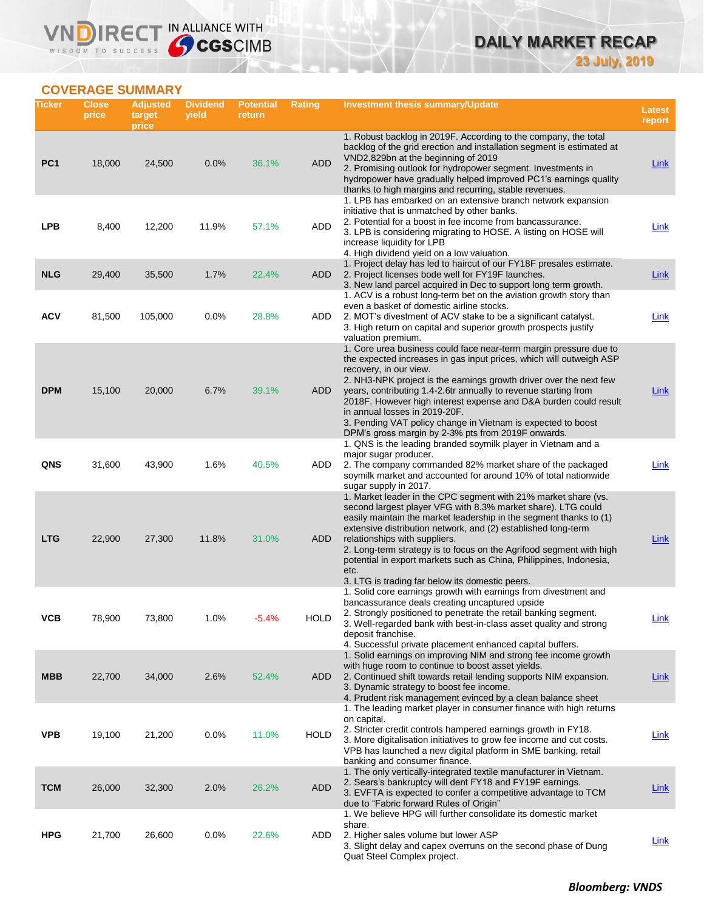## COVERAGE SUMMARY

| Ticker | Close price | Adjusted target price | Dividend yield | Potential return | Rating | Investment thesis summary/Update | Latest report |
|---|---|---|---|---|---|---|---|
| PC1 | 18,000 | 24,500 | 0.0% | 36.1% | ADD | 1. Robust backlog in 2019F. According to the company, the total backlog of the grid erection and installation segment is estimated at VND2,829bn at the beginning of 2019<br>2. Promising outlook for hydropower segment. Investments in hydropower have gradually helped improved PC1's earnings quality thanks to high margins and recurring, stable revenues. | Link |
| LPB | 8,400 | 12,200 | 11.9% | 57.1% | ADD | 1. LPB has embarked on an extensive branch network expansion initiative that is unmatched by other banks.<br>2. Potential for a boost in fee income from bancassurance.<br>3. LPB is considering migrating to HOSE. A listing on HOSE will increase liquidity for LPB<br>4. High dividend yield on a low valuation. | Link |
| NLG | 29,400 | 35,500 | 1.7% | 22.4% | ADD | 1. Project delay has led to haircut of our FY18F presales estimate.<br>2. Project licenses bode well for FY19F launches.<br>3. New land parcel acquired in Dec to support long term growth. | Link |
| ACV | 81,500 | 105,000 | 0.0% | 28.8% | ADD | 1. ACV is a robust long-term bet on the aviation growth story than even a basket of domestic airline stocks.<br>2. MOT's divestment of ACV stake to be a significant catalyst.<br>3. High return on capital and superior growth prospects justify valuation premium. | Link |
| DPM | 15,100 | 20,000 | 6.7% | 39.1% | ADD | 1. Core urea business could face near-term margin pressure due to the expected increases in gas input prices, which will outweigh ASP recovery, in our view.<br>2. NH3-NPK project is the earnings growth driver over the next few years, contributing 1.4-2.6tr annually to revenue starting from 2018F. However high interest expense and D&A burden could result in annual losses in 2019-20F.<br>3. Pending VAT policy change in Vietnam is expected to boost DPM's gross margin by 2-3% pts from 2019F onwards. | Link |
| QNS | 31,600 | 43,900 | 1.6% | 40.5% | ADD | 1. QNS is the leading branded soymilk player in Vietnam and a major sugar producer.<br>2. The company commanded 82% market share of the packaged soymilk market and accounted for around 10% of total nationwide sugar supply in 2017. | Link |
| LTG | 22,900 | 27,300 | 11.8% | 31.0% | ADD | 1. Market leader in the CPC segment with 21% market share (vs. second largest player VFG with 8.3% market share). LTG could easily maintain the market leadership in the segment thanks to (1) extensive distribution network, and (2) established long-term relationships with suppliers.<br>2. Long-term strategy is to focus on the Agrifood segment with high potential in export markets such as China, Philippines, Indonesia, etc.<br>3. LTG is trading far below its domestic peers. | Link |
| VCB | 78,900 | 73,800 | 1.0% | -5.4% | HOLD | 1. Solid core earnings growth with earnings from divestment and bancassurance deals creating uncaptured upside<br>2. Strongly positioned to penetrate the retail banking segment.<br>3. Well-regarded bank with best-in-class asset quality and strong deposit franchise.<br>4. Successful private placement enhanced capital buffers. | Link |
| MBB | 22,700 | 34,000 | 2.6% | 52.4% | ADD | 1. Solid earnings on improving NIM and strong fee income growth with huge room to continue to boost asset yields.<br>2. Continued shift towards retail lending supports NIM expansion.<br>3. Dynamic strategy to boost fee income.<br>4. Prudent risk management evinced by a clean balance sheet | Link |
| VPB | 19,100 | 21,200 | 0.0% | 11.0% | HOLD | 1. The leading market player in consumer finance with high returns on capital.<br>2. Stricter credit controls hampered earnings growth in FY18.<br>3. More digitalisation initiatives to grow fee income and cut costs. VPB has launched a new digital platform in SME banking, retail banking and consumer finance. | Link |
| TCM | 26,000 | 32,300 | 2.0% | 26.2% | ADD | 1. The only vertically-integrated textile manufacturer in Vietnam.<br>2. Sears's bankruptcy will dent FY18 and FY19F earnings.<br>3. EVFTA is expected to confer a competitive advantage to TCM due to "Fabric forward Rules of Origin" | Link |
| HPG | 21,700 | 26,600 | 0.0% | 22.6% | ADD | 1. We believe HPG will further consolidate its domestic market share.<br>2. Higher sales volume but lower ASP<br>3. Slight delay and capex overruns on the second phase of Dung Quat Steel Complex project. | Link |

***Bloomberg: VNDS***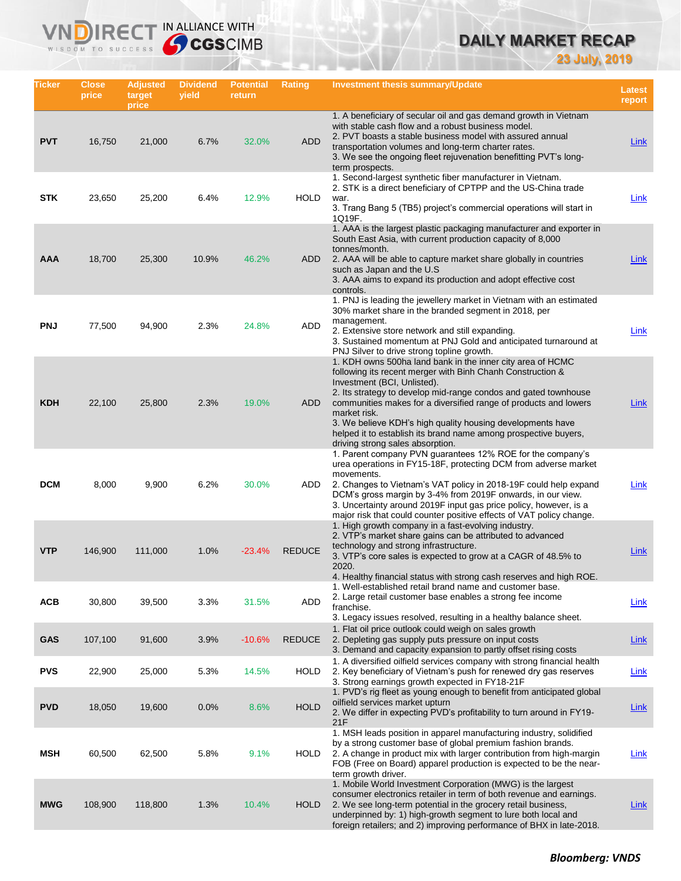# DAILY MARKET RECAP

**23 July, 2019**

| Ticker | Close price | Adjusted target price | Dividend yield | Potential return | Rating | Investment thesis summary/Update | Latest report |
|---|---|---|---|---|---|---|---|
| **PVT** | 16,750 | 21,000 | 6.7% | 32.0% | ADD | 1. A beneficiary of secular oil and gas demand growth in Vietnam with stable cash flow and a robust business model. 2. PVT boasts a stable business model with assured annual transportation volumes and long-term charter rates. 3. We see the ongoing fleet rejuvenation benefitting PVT's long-term prospects. | Link |
| **STK** | 23,650 | 25,200 | 6.4% | 12.9% | HOLD | 1. Second-largest synthetic fiber manufacturer in Vietnam. 2. STK is a direct beneficiary of CPTPP and the US-China trade war. 3. Trang Bang 5 (TB5) project's commercial operations will start in 1Q19F. | Link |
| **AAA** | 18,700 | 25,300 | 10.9% | 46.2% | ADD | 1. AAA is the largest plastic packaging manufacturer and exporter in South East Asia, with current production capacity of 8,000 tonnes/month. 2. AAA will be able to capture market share globally in countries such as Japan and the U.S 3. AAA aims to expand its production and adopt effective cost controls. | Link |
| **PNJ** | 77,500 | 94,900 | 2.3% | 24.8% | ADD | 1. PNJ is leading the jewellery market in Vietnam with an estimated 30% market share in the branded segment in 2018, per management. 2. Extensive store network and still expanding. 3. Sustained momentum at PNJ Gold and anticipated turnaround at PNJ Silver to drive strong topline growth. | Link |
| **KDH** | 22,100 | 25,800 | 2.3% | 19.0% | ADD | 1. KDH owns 500ha land bank in the inner city area of HCMC following its recent merger with Binh Chanh Construction & Investment (BCI, Unlisted). 2. Its strategy to develop mid-range condos and gated townhouse communities makes for a diversified range of products and lowers market risk. 3. We believe KDH's high quality housing developments have helped it to establish its brand name among prospective buyers, driving strong sales absorption. | Link |
| **DCM** | 8,000 | 9,900 | 6.2% | 30.0% | ADD | 1. Parent company PVN guarantees 12% ROE for the company's urea operations in FY15-18F, protecting DCM from adverse market movements. 2. Changes to Vietnam's VAT policy in 2018-19F could help expand DCM's gross margin by 3-4% from 2019F onwards, in our view. 3. Uncertainty around 2019F input gas price policy, however, is a major risk that could counter positive effects of VAT policy change. | Link |
| **VTP** | 146,900 | 111,000 | 1.0% | -23.4% | REDUCE | 1. High growth company in a fast-evolving industry. 2. VTP's market share gains can be attributed to advanced technology and strong infrastructure. 3. VTP's core sales is expected to grow at a CAGR of 48.5% to 2020. 4. Healthy financial status with strong cash reserves and high ROE. | Link |
| **ACB** | 30,800 | 39,500 | 3.3% | 31.5% | ADD | 1. Well-established retail brand name and customer base. 2. Large retail customer base enables a strong fee income franchise. 3. Legacy issues resolved, resulting in a healthy balance sheet. | Link |
| **GAS** | 107,100 | 91,600 | 3.9% | -10.6% | REDUCE | 1. Flat oil price outlook could weigh on sales growth 2. Depleting gas supply puts pressure on input costs 3. Demand and capacity expansion to partly offset rising costs | Link |
| **PVS** | 22,900 | 25,000 | 5.3% | 14.5% | HOLD | 1. A diversified oilfield services company with strong financial health 2. Key beneficiary of Vietnam's push for renewed dry gas reserves 3. Strong earnings growth expected in FY18-21F | Link |
| **PVD** | 18,050 | 19,600 | 0.0% | 8.6% | HOLD | 1. PVD's rig fleet as young enough to benefit from anticipated global oilfield services market upturn 2. We differ in expecting PVD's profitability to turn around in FY19-21F | Link |
| **MSH** | 60,500 | 62,500 | 5.8% | 9.1% | HOLD | 1. MSH leads position in apparel manufacturing industry, solidified by a strong customer base of global premium fashion brands. 2. A change in product mix with larger contribution from high-margin FOB (Free on Board) apparel production is expected to be the near-term growth driver. | Link |
| **MWG** | 108,900 | 118,800 | 1.3% | 10.4% | HOLD | 1. Mobile World Investment Corporation (MWG) is the largest consumer electronics retailer in term of both revenue and earnings. 2. We see long-term potential in the grocery retail business, underpinned by: 1) high-growth segment to lure both local and foreign retailers; and 2) improving performance of BHX in late-2018. | Link |

***Bloomberg: VNDS***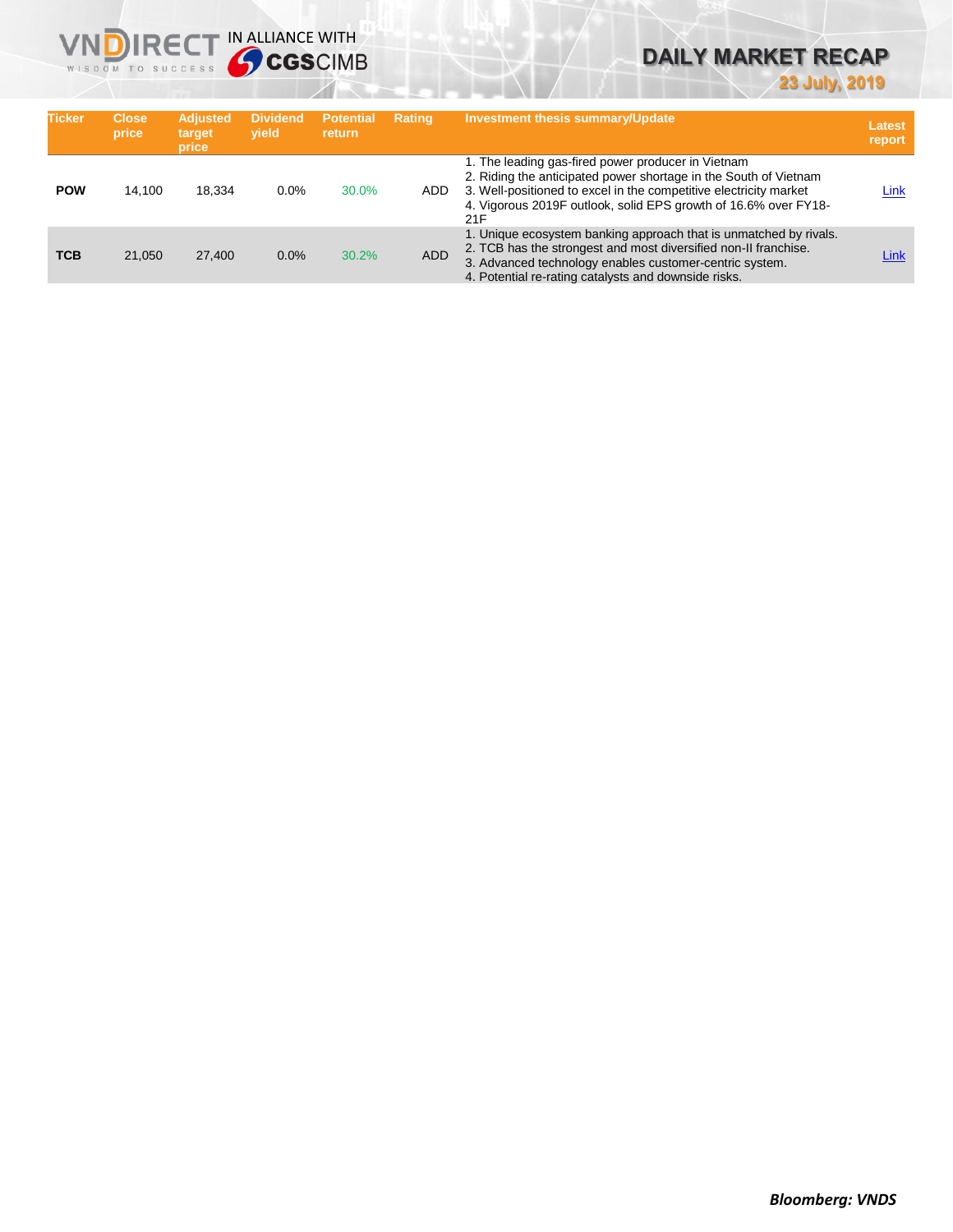| Ticker | Close price | Adjusted target price | Dividend yield | Potential return | Rating | Investment thesis summary/Update | Latest report |
|---|---|---|---|---|---|---|---|
| **POW** | 14,100 | 18,334 | 0.0% | 30.0% | ADD | 1. The leading gas-fired power producer in Vietnam<br>2. Riding the anticipated power shortage in the South of Vietnam<br>3. Well-positioned to excel in the competitive electricity market<br>4. Vigorous 2019F outlook, solid EPS growth of 16.6% over FY18-21F | Link |
| **TCB** | 21,050 | 27,400 | 0.0% | 30.2% | ADD | 1. Unique ecosystem banking approach that is unmatched by rivals.<br>2. TCB has the strongest and most diversified non-II franchise.<br>3. Advanced technology enables customer-centric system.<br>4. Potential re-rating catalysts and downside risks. | Link |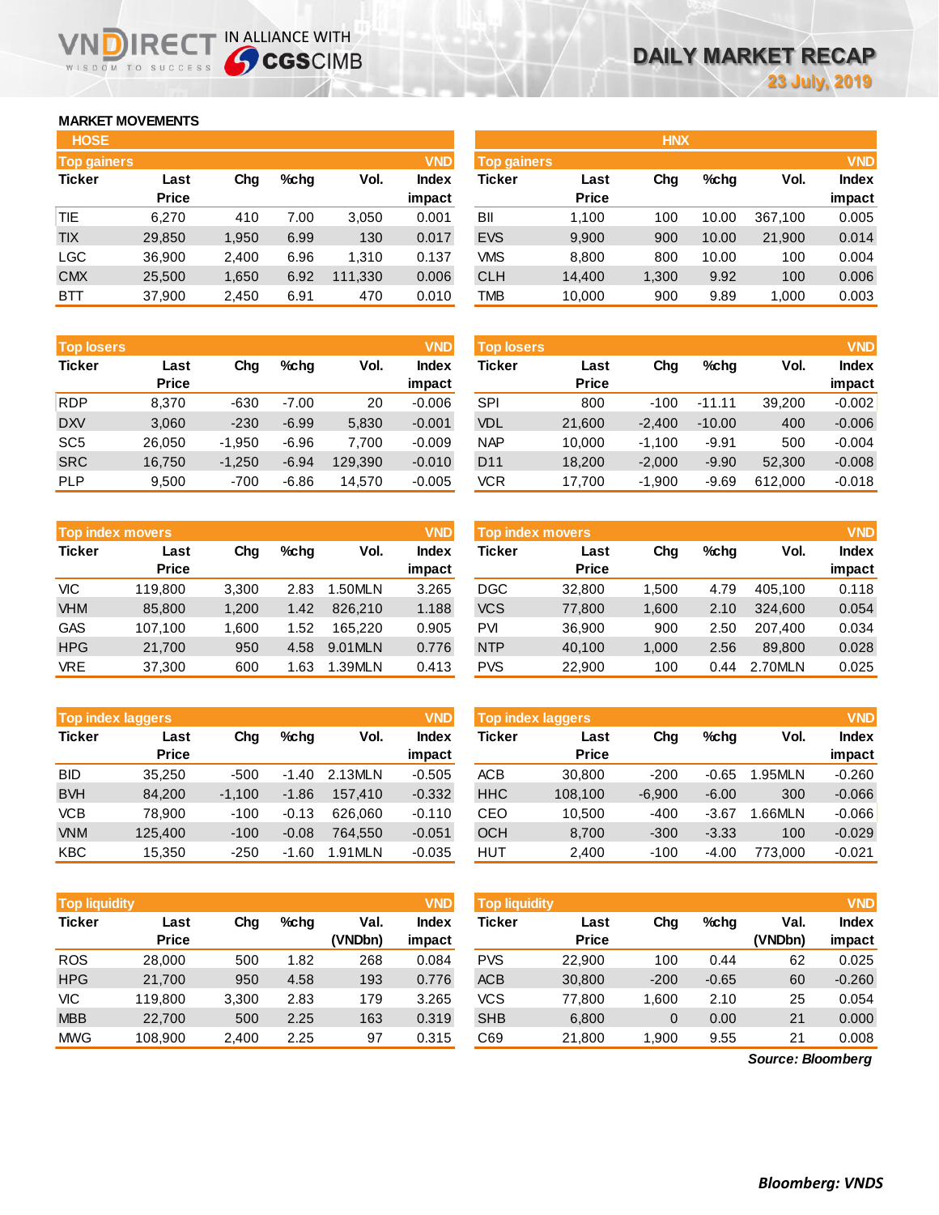# DAILY MARKET RECAP

23 July, 2019

## MARKET MOVEMENTS

### HOSE

**Top gainers** (VND)

| Ticker | Last Price | Chg | %chg | Vol. | Index impact |
|---|---|---|---|---|---|
| TIE | 6,270 | 410 | 7.00 | 3,050 | 0.001 |
| TIX | 29,850 | 1,950 | 6.99 | 130 | 0.017 |
| LGC | 36,900 | 2,400 | 6.96 | 1,310 | 0.137 |
| CMX | 25,500 | 1,650 | 6.92 | 111,330 | 0.006 |
| BTT | 37,900 | 2,450 | 6.91 | 470 | 0.010 |

**Top losers** (VND)

| Ticker | Last Price | Chg | %chg | Vol. | Index impact |
|---|---|---|---|---|---|
| RDP | 8,370 | -630 | -7.00 | 20 | -0.006 |
| DXV | 3,060 | -230 | -6.99 | 5,830 | -0.001 |
| SC5 | 26,050 | -1,950 | -6.96 | 7,700 | -0.009 |
| SRC | 16,750 | -1,250 | -6.94 | 129,390 | -0.010 |
| PLP | 9,500 | -700 | -6.86 | 14,570 | -0.005 |

**Top index movers** (VND)

| Ticker | Last Price | Chg | %chg | Vol. | Index impact |
|---|---|---|---|---|---|
| VIC | 119,800 | 3,300 | 2.83 | 1.50MLN | 3.265 |
| VHM | 85,800 | 1,200 | 1.42 | 826,210 | 1.188 |
| GAS | 107,100 | 1,600 | 1.52 | 165,220 | 0.905 |
| HPG | 21,700 | 950 | 4.58 | 9.01MLN | 0.776 |
| VRE | 37,300 | 600 | 1.63 | 1.39MLN | 0.413 |

**Top index laggers** (VND)

| Ticker | Last Price | Chg | %chg | Vol. | Index impact |
|---|---|---|---|---|---|
| BID | 35,250 | -500 | -1.40 | 2.13MLN | -0.505 |
| BVH | 84,200 | -1,100 | -1.86 | 157,410 | -0.332 |
| VCB | 78,900 | -100 | -0.13 | 626,060 | -0.110 |
| VNM | 125,400 | -100 | -0.08 | 764,550 | -0.051 |
| KBC | 15,350 | -250 | -1.60 | 1.91MLN | -0.035 |

**Top liquidity** (VND)

| Ticker | Last Price | Chg | %chg | Val. (VNDbn) | Index impact |
|---|---|---|---|---|---|
| ROS | 28,000 | 500 | 1.82 | 268 | 0.084 |
| HPG | 21,700 | 950 | 4.58 | 193 | 0.776 |
| VIC | 119,800 | 3,300 | 2.83 | 179 | 3.265 |
| MBB | 22,700 | 500 | 2.25 | 163 | 0.319 |
| MWG | 108,900 | 2,400 | 2.25 | 97 | 0.315 |

### HNX

**Top gainers** (VND)

| Ticker | Last Price | Chg | %chg | Vol. | Index impact |
|---|---|---|---|---|---|
| BII | 1,100 | 100 | 10.00 | 367,100 | 0.005 |
| EVS | 9,900 | 900 | 10.00 | 21,900 | 0.014 |
| VMS | 8,800 | 800 | 10.00 | 100 | 0.004 |
| CLH | 14,400 | 1,300 | 9.92 | 100 | 0.006 |
| TMB | 10,000 | 900 | 9.89 | 1,000 | 0.003 |

**Top losers** (VND)

| Ticker | Last Price | Chg | %chg | Vol. | Index impact |
|---|---|---|---|---|---|
| SPI | 800 | -100 | -11.11 | 39,200 | -0.002 |
| VDL | 21,600 | -2,400 | -10.00 | 400 | -0.006 |
| NAP | 10,000 | -1,100 | -9.91 | 500 | -0.004 |
| D11 | 18,200 | -2,000 | -9.90 | 52,300 | -0.008 |
| VCR | 17,700 | -1,900 | -9.69 | 612,000 | -0.018 |

**Top index movers** (VND)

| Ticker | Last Price | Chg | %chg | Vol. | Index impact |
|---|---|---|---|---|---|
| DGC | 32,800 | 1,500 | 4.79 | 405,100 | 0.118 |
| VCS | 77,800 | 1,600 | 2.10 | 324,600 | 0.054 |
| PVI | 36,900 | 900 | 2.50 | 207,400 | 0.034 |
| NTP | 40,100 | 1,000 | 2.56 | 89,800 | 0.028 |
| PVS | 22,900 | 100 | 0.44 | 2.70MLN | 0.025 |

**Top index laggers** (VND)

| Ticker | Last Price | Chg | %chg | Vol. | Index impact |
|---|---|---|---|---|---|
| ACB | 30,800 | -200 | -0.65 | 1.95MLN | -0.260 |
| HHC | 108,100 | -6,900 | -6.00 | 300 | -0.066 |
| CEO | 10,500 | -400 | -3.67 | 1.66MLN | -0.066 |
| OCH | 8,700 | -300 | -3.33 | 100 | -0.029 |
| HUT | 2,400 | -100 | -4.00 | 773,000 | -0.021 |

**Top liquidity** (VND)

| Ticker | Last Price | Chg | %chg | Val. (VNDbn) | Index impact |
|---|---|---|---|---|---|
| PVS | 22,900 | 100 | 0.44 | 62 | 0.025 |
| ACB | 30,800 | -200 | -0.65 | 60 | -0.260 |
| VCS | 77,800 | 1,600 | 2.10 | 25 | 0.054 |
| SHB | 6,800 | 0 | 0.00 | 21 | 0.000 |
| C69 | 21,800 | 1,900 | 9.55 | 21 | 0.008 |

*Source: Bloomberg*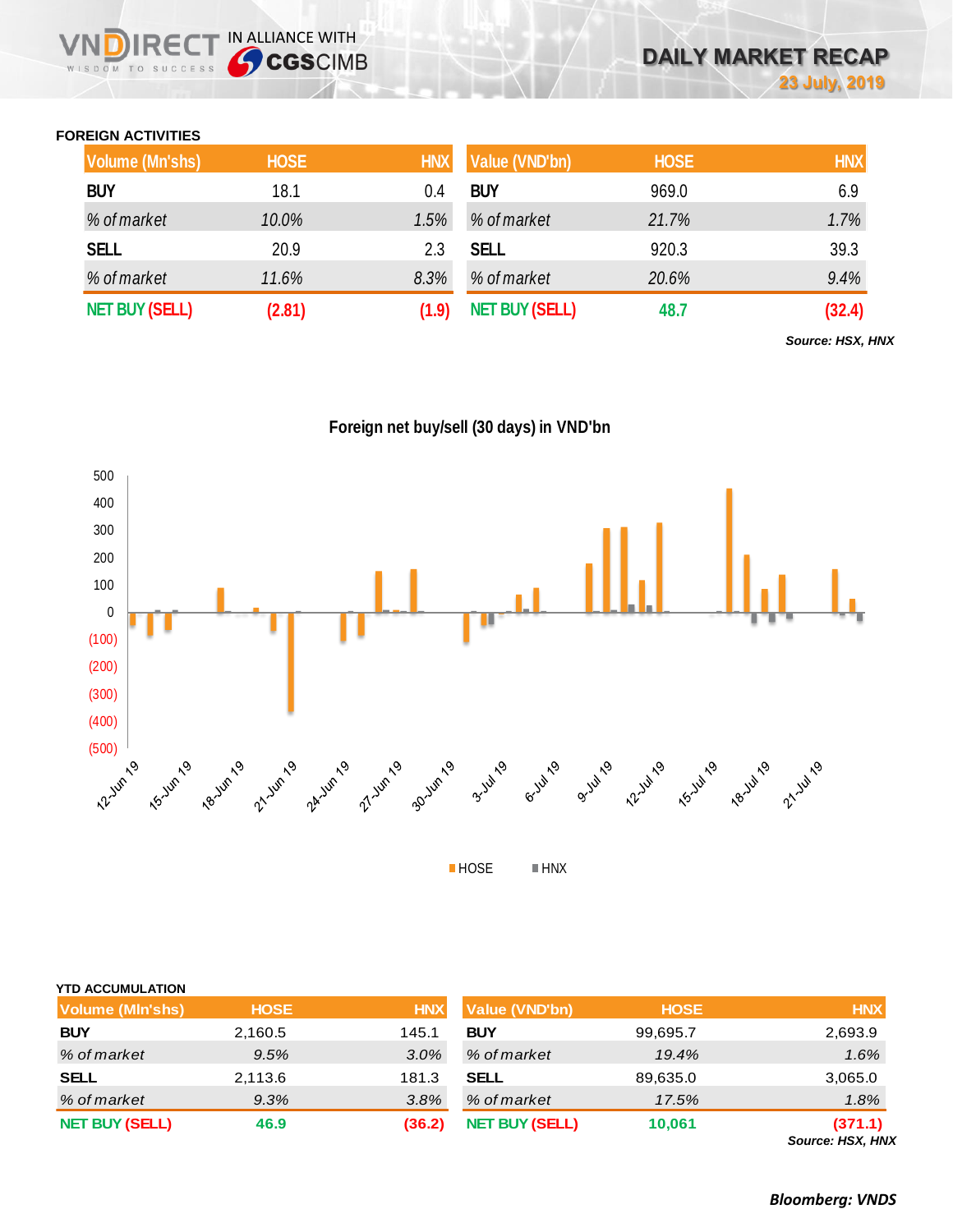## FOREIGN ACTIVITIES

| Volume (Mn'shs) | HOSE | HNX |
|---|---|---|
| BUY | 18.1 | 0.4 |
| *% of market* | *10.0%* | *1.5%* |
| SELL | 20.9 | 2.3 |
| *% of market* | *11.6%* | *8.3%* |
| NET BUY (SELL) | (2.81) | (1.9) |

| Value (VND'bn) | HOSE | HNX |
|---|---|---|
| BUY | 969.0 | 6.9 |
| *% of market* | *21.7%* | *1.7%* |
| SELL | 920.3 | 39.3 |
| *% of market* | *20.6%* | *9.4%* |
| NET BUY (SELL) | 48.7 | (32.4) |

*Source: HSX, HNX*

**Foreign net buy/sell (30 days) in VND'bn**

■ HOSE ■ HNX

## YTD ACCUMULATION

| Volume (Mln'shs) | HOSE | HNX |
|---|---|---|
| BUY | 2,160.5 | 145.1 |
| *% of market* | *9.5%* | *3.0%* |
| SELL | 2,113.6 | 181.3 |
| *% of market* | *9.3%* | *3.8%* |
| NET BUY (SELL) | 46.9 | (36.2) |

| Value (VND'bn) | HOSE | HNX |
|---|---|---|
| BUY | 99,695.7 | 2,693.9 |
| *% of market* | *19.4%* | *1.6%* |
| SELL | 89,635.0 | 3,065.0 |
| *% of market* | *17.5%* | *1.8%* |
| NET BUY (SELL) | 10,061 | (371.1) |

*Source: HSX, HNX*

***Bloomberg: VNDS***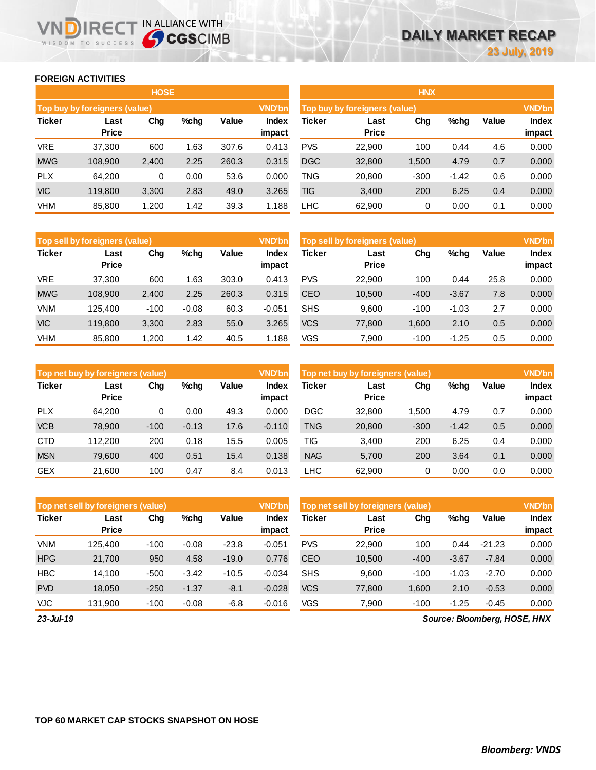## FOREIGN ACTIVITIES

### HOSE

| Top buy by foreigners (value) | | | | | VND'bn |
|---|---|---|---|---|---|
| Ticker | Last Price | Chg | %chg | Value | Index impact |
| VRE | 37,300 | 600 | 1.63 | 307.6 | 0.413 |
| MWG | 108,900 | 2,400 | 2.25 | 260.3 | 0.315 |
| PLX | 64,200 | 0 | 0.00 | 53.6 | 0.000 |
| VIC | 119,800 | 3,300 | 2.83 | 49.0 | 3.265 |
| VHM | 85,800 | 1,200 | 1.42 | 39.3 | 1.188 |

| Top sell by foreigners (value) | | | | | VND'bn |
|---|---|---|---|---|---|
| Ticker | Last Price | Chg | %chg | Value | Index impact |
| VRE | 37,300 | 600 | 1.63 | 303.0 | 0.413 |
| MWG | 108,900 | 2,400 | 2.25 | 260.3 | 0.315 |
| VNM | 125,400 | -100 | -0.08 | 60.3 | -0.051 |
| VIC | 119,800 | 3,300 | 2.83 | 55.0 | 3.265 |
| VHM | 85,800 | 1,200 | 1.42 | 40.5 | 1.188 |

| Top net buy by foreigners (value) | | | | | VND'bn |
|---|---|---|---|---|---|
| Ticker | Last Price | Chg | %chg | Value | Index impact |
| PLX | 64,200 | 0 | 0.00 | 49.3 | 0.000 |
| VCB | 78,900 | -100 | -0.13 | 17.6 | -0.110 |
| CTD | 112,200 | 200 | 0.18 | 15.5 | 0.005 |
| MSN | 79,600 | 400 | 0.51 | 15.4 | 0.138 |
| GEX | 21,600 | 100 | 0.47 | 8.4 | 0.013 |

| Top net sell by foreigners (value) | | | | | VND'bn |
|---|---|---|---|---|---|
| Ticker | Last Price | Chg | %chg | Value | Index impact |
| VNM | 125,400 | -100 | -0.08 | -23.8 | -0.051 |
| HPG | 21,700 | 950 | 4.58 | -19.0 | 0.776 |
| HBC | 14,100 | -500 | -3.42 | -10.5 | -0.034 |
| PVD | 18,050 | -250 | -1.37 | -8.1 | -0.028 |
| VJC | 131,900 | -100 | -0.08 | -6.8 | -0.016 |

### HNX

| Top buy by foreigners (value) | | | | | VND'bn |
|---|---|---|---|---|---|
| Ticker | Last Price | Chg | %chg | Value | Index impact |
| PVS | 22,900 | 100 | 0.44 | 4.6 | 0.000 |
| DGC | 32,800 | 1,500 | 4.79 | 0.7 | 0.000 |
| TNG | 20,800 | -300 | -1.42 | 0.6 | 0.000 |
| TIG | 3,400 | 200 | 6.25 | 0.4 | 0.000 |
| LHC | 62,900 | 0 | 0.00 | 0.1 | 0.000 |

| Top sell by foreigners (value) | | | | | VND'bn |
|---|---|---|---|---|---|
| Ticker | Last Price | Chg | %chg | Value | Index impact |
| PVS | 22,900 | 100 | 0.44 | 25.8 | 0.000 |
| CEO | 10,500 | -400 | -3.67 | 7.8 | 0.000 |
| SHS | 9,600 | -100 | -1.03 | 2.7 | 0.000 |
| VCS | 77,800 | 1,600 | 2.10 | 0.5 | 0.000 |
| VGS | 7,900 | -100 | -1.25 | 0.5 | 0.000 |

| Top net buy by foreigners (value) | | | | | VND'bn |
|---|---|---|---|---|---|
| Ticker | Last Price | Chg | %chg | Value | Index impact |
| DGC | 32,800 | 1,500 | 4.79 | 0.7 | 0.000 |
| TNG | 20,800 | -300 | -1.42 | 0.5 | 0.000 |
| TIG | 3,400 | 200 | 6.25 | 0.4 | 0.000 |
| NAG | 5,700 | 200 | 3.64 | 0.1 | 0.000 |
| LHC | 62,900 | 0 | 0.00 | 0.0 | 0.000 |

| Top net sell by foreigners (value) | | | | | VND'bn |
|---|---|---|---|---|---|
| Ticker | Last Price | Chg | %chg | Value | Index impact |
| PVS | 22,900 | 100 | 0.44 | -21.23 | 0.000 |
| CEO | 10,500 | -400 | -3.67 | -7.84 | 0.000 |
| SHS | 9,600 | -100 | -1.03 | -2.70 | 0.000 |
| VCS | 77,800 | 1,600 | 2.10 | -0.53 | 0.000 |
| VGS | 7,900 | -100 | -1.25 | -0.45 | 0.000 |

*23-Jul-19*

*Source: Bloomberg, HOSE, HNX*

## TOP 60 MARKET CAP STOCKS SNAPSHOT ON HOSE

*Bloomberg: VNDS*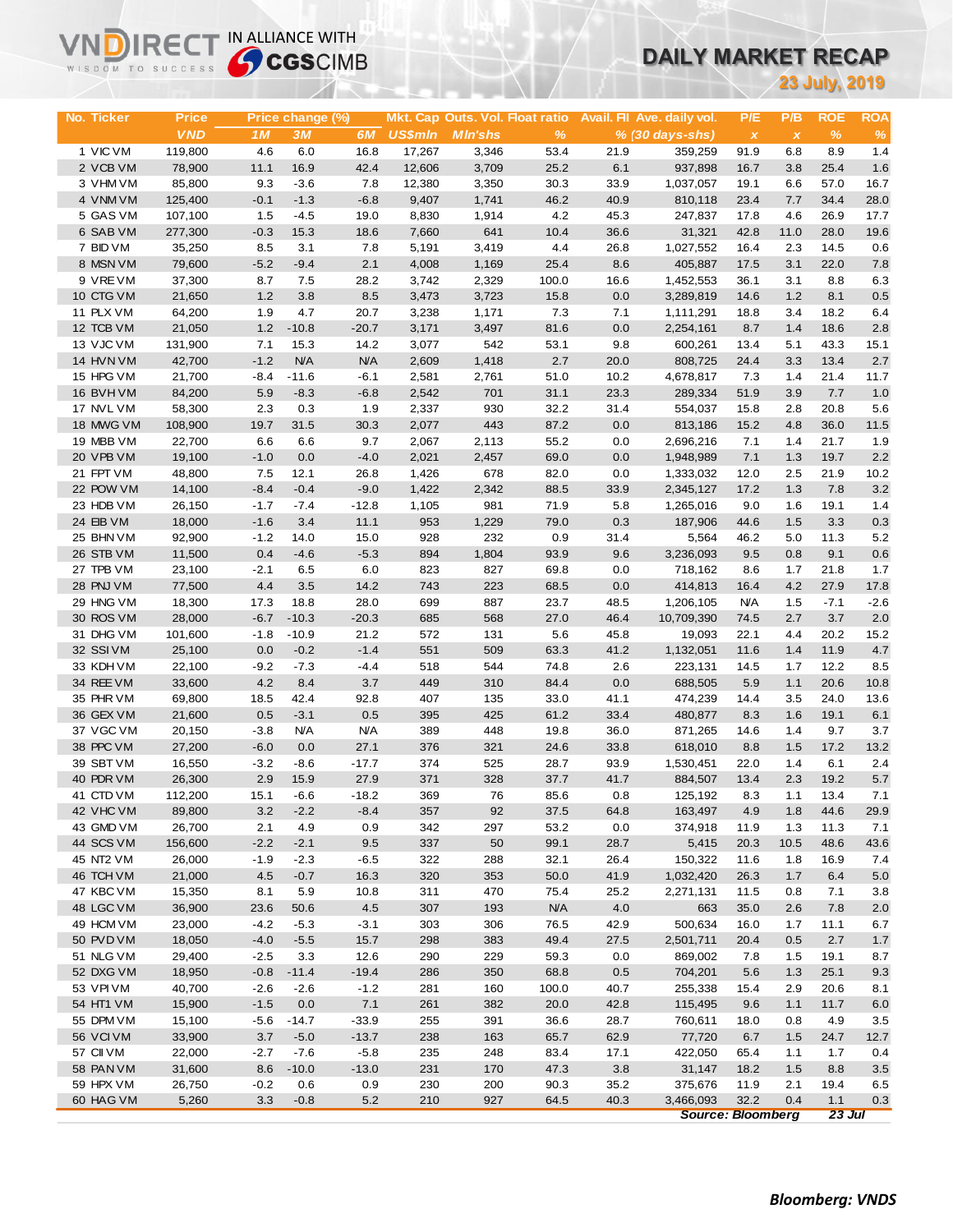# DAILY MARKET RECAP

**23 July, 2019**

VNDIRECT IN ALLIANCE WITH CGSCIMB

| No. | Ticker | Price | Price change (%) | | | Mkt. Cap | Outs. Vol. | Float ratio | Avail. FII | Ave. daily vol. | P/E | P/B | ROE | ROA |
|---|---|---|---|---|---|---|---|---|---|---|---|---|---|---|
| | | VND | 1M | 3M | 6M | US$mln | Mln'shs | % | % | (30 days-shs) | x | x | % | % |
| 1 | VIC VM | 119,800 | 4.6 | 6.0 | 16.8 | 17,267 | 3,346 | 53.4 | 21.9 | 359,259 | 91.9 | 6.8 | 8.9 | 1.4 |
| 2 | VCB VM | 78,900 | 11.1 | 16.9 | 42.4 | 12,606 | 3,709 | 25.2 | 6.1 | 937,898 | 16.7 | 3.8 | 25.4 | 1.6 |
| 3 | VHM VM | 85,800 | 9.3 | -3.6 | 7.8 | 12,380 | 3,350 | 30.3 | 33.9 | 1,037,057 | 19.1 | 6.6 | 57.0 | 16.7 |
| 4 | VNM VM | 125,400 | -0.1 | -1.3 | -6.8 | 9,407 | 1,741 | 46.2 | 40.9 | 810,118 | 23.4 | 7.7 | 34.4 | 28.0 |
| 5 | GAS VM | 107,100 | 1.5 | -4.5 | 19.0 | 8,830 | 1,914 | 4.2 | 45.3 | 247,837 | 17.8 | 4.6 | 26.9 | 17.7 |
| 6 | SAB VM | 277,300 | -0.3 | 15.3 | 18.6 | 7,660 | 641 | 10.4 | 36.6 | 31,321 | 42.8 | 11.0 | 28.0 | 19.6 |
| 7 | BID VM | 35,250 | 8.5 | 3.1 | 7.8 | 5,191 | 3,419 | 4.4 | 26.8 | 1,027,552 | 16.4 | 2.3 | 14.5 | 0.6 |
| 8 | MSN VM | 79,600 | -5.2 | -9.4 | 2.1 | 4,008 | 1,169 | 25.4 | 8.6 | 405,887 | 17.5 | 3.1 | 22.0 | 7.8 |
| 9 | VRE VM | 37,300 | 8.7 | 7.5 | 28.2 | 3,742 | 2,329 | 100.0 | 16.6 | 1,452,553 | 36.1 | 3.1 | 8.8 | 6.3 |
| 10 | CTG VM | 21,650 | 1.2 | 3.8 | 8.5 | 3,473 | 3,723 | 15.8 | 0.0 | 3,289,819 | 14.6 | 1.2 | 8.1 | 0.5 |
| 11 | PLX VM | 64,200 | 1.9 | 4.7 | 20.7 | 3,238 | 1,171 | 7.3 | 7.1 | 1,111,291 | 18.8 | 3.4 | 18.2 | 6.4 |
| 12 | TCB VM | 21,050 | 1.2 | -10.8 | -20.7 | 3,171 | 3,497 | 81.6 | 0.0 | 2,254,161 | 8.7 | 1.4 | 18.6 | 2.8 |
| 13 | VJC VM | 131,900 | 7.1 | 15.3 | 14.2 | 3,077 | 542 | 53.1 | 9.8 | 600,261 | 13.4 | 5.1 | 43.3 | 15.1 |
| 14 | HVN VM | 42,700 | -1.2 | N/A | N/A | 2,609 | 1,418 | 2.7 | 20.0 | 808,725 | 24.4 | 3.3 | 13.4 | 2.7 |
| 15 | HPG VM | 21,700 | -8.4 | -11.6 | -6.1 | 2,581 | 2,761 | 51.0 | 10.2 | 4,678,817 | 7.3 | 1.4 | 21.4 | 11.7 |
| 16 | BVH VM | 84,200 | 5.9 | -8.3 | -6.8 | 2,542 | 701 | 31.1 | 23.3 | 289,334 | 51.9 | 3.9 | 7.7 | 1.0 |
| 17 | NVL VM | 58,300 | 2.3 | 0.3 | 1.9 | 2,337 | 930 | 32.2 | 31.4 | 554,037 | 15.8 | 2.8 | 20.8 | 5.6 |
| 18 | MWG VM | 108,900 | 19.7 | 31.5 | 30.3 | 2,077 | 443 | 87.2 | 0.0 | 813,186 | 15.2 | 4.8 | 36.0 | 11.5 |
| 19 | MBB VM | 22,700 | 6.6 | 6.6 | 9.7 | 2,067 | 2,113 | 55.2 | 0.0 | 2,696,216 | 7.1 | 1.4 | 21.7 | 1.9 |
| 20 | VPB VM | 19,100 | -1.0 | 0.0 | -4.0 | 2,021 | 2,457 | 69.0 | 0.0 | 1,948,989 | 7.1 | 1.3 | 19.7 | 2.2 |
| 21 | FPT VM | 48,800 | 7.5 | 12.1 | 26.8 | 1,426 | 678 | 82.0 | 0.0 | 1,333,032 | 12.0 | 2.5 | 21.9 | 10.2 |
| 22 | POW VM | 14,100 | -8.4 | -0.4 | -9.0 | 1,422 | 2,342 | 88.5 | 33.9 | 2,345,127 | 17.2 | 1.3 | 7.8 | 3.2 |
| 23 | HDB VM | 26,150 | -1.7 | -7.4 | -12.8 | 1,105 | 981 | 71.9 | 5.8 | 1,265,016 | 9.0 | 1.6 | 19.1 | 1.4 |
| 24 | EIB VM | 18,000 | -1.6 | 3.4 | 11.1 | 953 | 1,229 | 79.0 | 0.3 | 187,906 | 44.6 | 1.5 | 3.3 | 0.3 |
| 25 | BHN VM | 92,900 | -1.2 | 14.0 | 15.0 | 928 | 232 | 0.9 | 31.4 | 5,564 | 46.2 | 5.0 | 11.3 | 5.2 |
| 26 | STB VM | 11,500 | 0.4 | -4.6 | -5.3 | 894 | 1,804 | 93.9 | 9.6 | 3,236,093 | 9.5 | 0.8 | 9.1 | 0.6 |
| 27 | TPB VM | 23,100 | -2.1 | 6.5 | 6.0 | 823 | 827 | 69.8 | 0.0 | 718,162 | 8.6 | 1.7 | 21.8 | 1.7 |
| 28 | PNJ VM | 77,500 | 4.4 | 3.5 | 14.2 | 743 | 223 | 68.5 | 0.0 | 414,813 | 16.4 | 4.2 | 27.9 | 17.8 |
| 29 | HNG VM | 18,300 | 17.3 | 18.8 | 28.0 | 699 | 887 | 23.7 | 48.5 | 1,206,105 | N/A | 1.5 | -7.1 | -2.6 |
| 30 | ROS VM | 28,000 | -6.7 | -10.3 | -20.3 | 685 | 568 | 27.0 | 46.4 | 10,709,390 | 74.5 | 2.7 | 3.7 | 2.0 |
| 31 | DHG VM | 101,600 | -1.8 | -10.9 | 21.2 | 572 | 131 | 5.6 | 45.8 | 19,093 | 22.1 | 4.4 | 20.2 | 15.2 |
| 32 | SSI VM | 25,100 | 0.0 | -0.2 | -1.4 | 551 | 509 | 63.3 | 41.2 | 1,132,051 | 11.6 | 1.4 | 11.9 | 4.7 |
| 33 | KDH VM | 22,100 | -9.2 | -7.3 | -4.4 | 518 | 544 | 74.8 | 2.6 | 223,131 | 14.5 | 1.7 | 12.2 | 8.5 |
| 34 | REE VM | 33,600 | 4.2 | 8.4 | 3.7 | 449 | 310 | 84.4 | 0.0 | 688,505 | 5.9 | 1.1 | 20.6 | 10.8 |
| 35 | PHR VM | 69,800 | 18.5 | 42.4 | 92.8 | 407 | 135 | 33.0 | 41.1 | 474,239 | 14.4 | 3.5 | 24.0 | 13.6 |
| 36 | GEX VM | 21,600 | 0.5 | -3.1 | 0.5 | 395 | 425 | 61.2 | 33.4 | 480,877 | 8.3 | 1.6 | 19.1 | 6.1 |
| 37 | VGC VM | 20,150 | -3.8 | N/A | N/A | 389 | 448 | 19.8 | 36.0 | 871,265 | 14.6 | 1.4 | 9.7 | 3.7 |
| 38 | PPC VM | 27,200 | -6.0 | 0.0 | 27.1 | 376 | 321 | 24.6 | 33.8 | 618,010 | 8.8 | 1.5 | 17.2 | 13.2 |
| 39 | SBT VM | 16,550 | -3.2 | -8.6 | -17.7 | 374 | 525 | 28.7 | 93.9 | 1,530,451 | 22.0 | 1.4 | 6.1 | 2.4 |
| 40 | PDR VM | 26,300 | 2.9 | 15.9 | 27.9 | 371 | 328 | 37.7 | 41.7 | 884,507 | 13.4 | 2.3 | 19.2 | 5.7 |
| 41 | CTD VM | 112,200 | 15.1 | -6.6 | -18.2 | 369 | 76 | 85.6 | 0.8 | 125,192 | 8.3 | 1.1 | 13.4 | 7.1 |
| 42 | VHC VM | 89,800 | 3.2 | -2.2 | -8.4 | 357 | 92 | 37.5 | 64.8 | 163,497 | 4.9 | 1.8 | 44.6 | 29.9 |
| 43 | GMD VM | 26,700 | 2.1 | 4.9 | 0.9 | 342 | 297 | 53.2 | 0.0 | 374,918 | 11.9 | 1.3 | 11.3 | 7.1 |
| 44 | SCS VM | 156,600 | -2.2 | -2.1 | 9.5 | 337 | 50 | 99.1 | 28.7 | 5,415 | 20.3 | 10.5 | 48.6 | 43.6 |
| 45 | NT2 VM | 26,000 | -1.9 | -2.3 | -6.5 | 322 | 288 | 32.1 | 26.4 | 150,322 | 11.6 | 1.8 | 16.9 | 7.4 |
| 46 | TCH VM | 21,000 | 4.5 | -0.7 | 16.3 | 320 | 353 | 50.0 | 41.9 | 1,032,420 | 26.3 | 1.7 | 6.4 | 5.0 |
| 47 | KBC VM | 15,350 | 8.1 | 5.9 | 10.8 | 311 | 470 | 75.4 | 25.2 | 2,271,131 | 11.5 | 0.8 | 7.1 | 3.8 |
| 48 | LGC VM | 36,900 | 23.6 | 50.6 | 4.5 | 307 | 193 | N/A | 4.0 | 663 | 35.0 | 2.6 | 7.8 | 2.0 |
| 49 | HCM VM | 23,000 | -4.2 | -5.3 | -3.1 | 303 | 306 | 76.5 | 42.9 | 500,634 | 16.0 | 1.7 | 11.1 | 6.7 |
| 50 | PVD VM | 18,050 | -4.0 | -5.5 | 15.7 | 298 | 383 | 49.4 | 27.5 | 2,501,711 | 20.4 | 0.5 | 2.7 | 1.7 |
| 51 | NLG VM | 29,400 | -2.5 | 3.3 | 12.6 | 290 | 229 | 59.3 | 0.0 | 869,002 | 7.8 | 1.5 | 19.1 | 8.7 |
| 52 | DXG VM | 18,950 | -0.8 | -11.4 | -19.4 | 286 | 350 | 68.8 | 0.5 | 704,201 | 5.6 | 1.3 | 25.1 | 9.3 |
| 53 | VPI VM | 40,700 | -2.6 | -2.6 | -1.2 | 281 | 160 | 100.0 | 40.7 | 255,338 | 15.4 | 2.9 | 20.6 | 8.1 |
| 54 | HT1 VM | 15,900 | -1.5 | 0.0 | 7.1 | 261 | 382 | 20.0 | 42.8 | 115,495 | 9.6 | 1.1 | 11.7 | 6.0 |
| 55 | DPM VM | 15,100 | -5.6 | -14.7 | -33.9 | 255 | 391 | 36.6 | 28.7 | 760,611 | 18.0 | 0.8 | 4.9 | 3.5 |
| 56 | VCI VM | 33,900 | 3.7 | -5.0 | -13.7 | 238 | 163 | 65.7 | 62.9 | 77,720 | 6.7 | 1.5 | 24.7 | 12.7 |
| 57 | CII VM | 22,000 | -2.7 | -7.6 | -5.8 | 235 | 248 | 83.4 | 17.1 | 422,050 | 65.4 | 1.1 | 1.7 | 0.4 |
| 58 | PAN VM | 31,600 | 8.6 | -10.0 | -13.0 | 231 | 170 | 47.3 | 3.8 | 31,147 | 18.2 | 1.5 | 8.8 | 3.5 |
| 59 | HPX VM | 26,750 | -0.2 | 0.6 | 0.9 | 230 | 200 | 90.3 | 35.2 | 375,676 | 11.9 | 2.1 | 19.4 | 6.5 |
| 60 | HAG VM | 5,260 | 3.3 | -0.8 | 5.2 | 210 | 927 | 64.5 | 40.3 | 3,466,093 | 32.2 | 0.4 | 1.1 | 0.3 |

*Source: Bloomberg* — *23 Jul*

**Bloomberg: VNDS**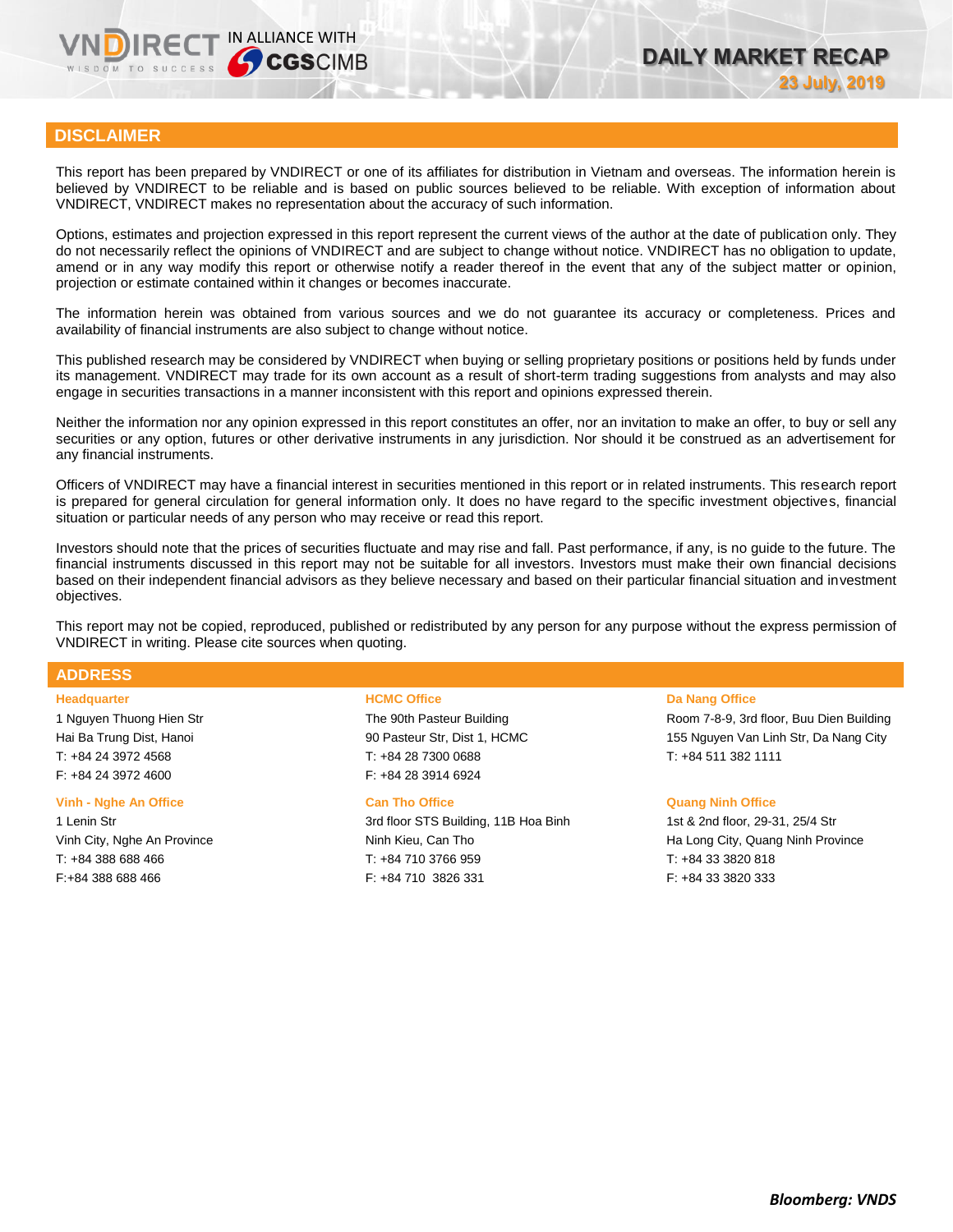## DISCLAIMER

This report has been prepared by VNDIRECT or one of its affiliates for distribution in Vietnam and overseas. The information herein is believed by VNDIRECT to be reliable and is based on public sources believed to be reliable. With exception of information about VNDIRECT, VNDIRECT makes no representation about the accuracy of such information.

Options, estimates and projection expressed in this report represent the current views of the author at the date of publication only. They do not necessarily reflect the opinions of VNDIRECT and are subject to change without notice. VNDIRECT has no obligation to update, amend or in any way modify this report or otherwise notify a reader thereof in the event that any of the subject matter or opinion, projection or estimate contained within it changes or becomes inaccurate.

The information herein was obtained from various sources and we do not guarantee its accuracy or completeness. Prices and availability of financial instruments are also subject to change without notice.

This published research may be considered by VNDIRECT when buying or selling proprietary positions or positions held by funds under its management. VNDIRECT may trade for its own account as a result of short-term trading suggestions from analysts and may also engage in securities transactions in a manner inconsistent with this report and opinions expressed therein.

Neither the information nor any opinion expressed in this report constitutes an offer, nor an invitation to make an offer, to buy or sell any securities or any option, futures or other derivative instruments in any jurisdiction. Nor should it be construed as an advertisement for any financial instruments.

Officers of VNDIRECT may have a financial interest in securities mentioned in this report or in related instruments. This research report is prepared for general circulation for general information only. It does no have regard to the specific investment objectives, financial situation or particular needs of any person who may receive or read this report.

Investors should note that the prices of securities fluctuate and may rise and fall. Past performance, if any, is no guide to the future. The financial instruments discussed in this report may not be suitable for all investors. Investors must make their own financial decisions based on their independent financial advisors as they believe necessary and based on their particular financial situation and investment objectives.

This report may not be copied, reproduced, published or redistributed by any person for any purpose without the express permission of VNDIRECT in writing. Please cite sources when quoting.

## ADDRESS

**Headquarter**
1 Nguyen Thuong Hien Str
Hai Ba Trung Dist, Hanoi
T: +84 24 3972 4568
F: +84 24 3972 4600

**HCMC Office**
The 90th Pasteur Building
90 Pasteur Str, Dist 1, HCMC
T: +84 28 7300 0688
F: +84 28 3914 6924

**Da Nang Office**
Room 7-8-9, 3rd floor, Buu Dien Building
155 Nguyen Van Linh Str, Da Nang City
T: +84 511 382 1111

**Vinh - Nghe An Office**
1 Lenin Str
Vinh City, Nghe An Province
T: +84 388 688 466
F:+84 388 688 466

**Can Tho Office**
3rd floor STS Building, 11B Hoa Binh
Ninh Kieu, Can Tho
T: +84 710 3766 959
F: +84 710 3826 331

**Quang Ninh Office**
1st & 2nd floor, 29-31, 25/4 Str
Ha Long City, Quang Ninh Province
T: +84 33 3820 818
F: +84 33 3820 333

***Bloomberg: VNDS***